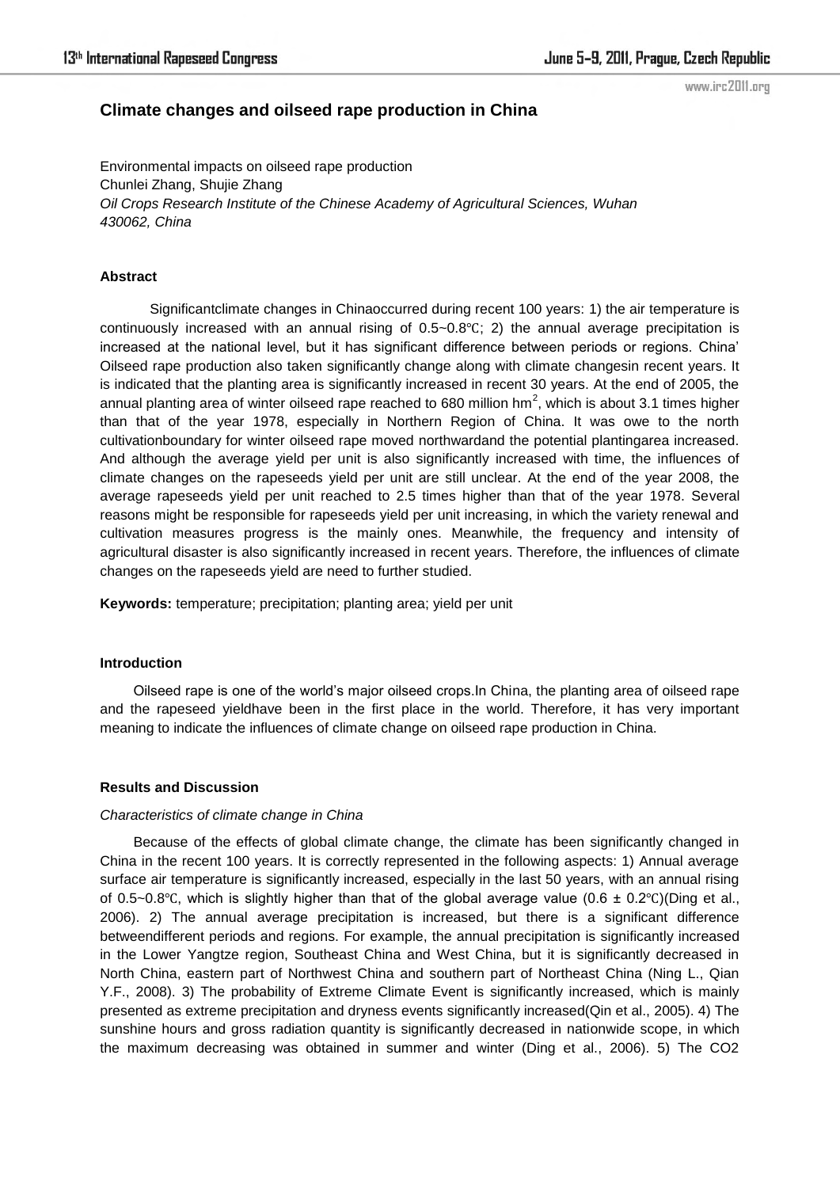# Climate changes and oilseed rape production in China

Environmental impacts on oilseed rape production
Chunlei Zhang, Shujie Zhang
*Oil Crops Research Institute of the Chinese Academy of Agricultural Sciences, Wuhan 430062, China*

### Abstract

Significantclimate changes in Chinaoccurred during recent 100 years: 1) the air temperature is continuously increased with an annual rising of 0.5~0.8℃; 2) the annual average precipitation is increased at the national level, but it has significant difference between periods or regions. China' Oilseed rape production also taken significantly change along with climate changesin recent years. It is indicated that the planting area is significantly increased in recent 30 years. At the end of 2005, the annual planting area of winter oilseed rape reached to 680 million $hm^2$, which is about 3.1 times higher than that of the year 1978, especially in Northern Region of China. It was owe to the north cultivationboundary for winter oilseed rape moved northwardand the potential plantingarea increased. And although the average yield per unit is also significantly increased with time, the influences of climate changes on the rapeseeds yield per unit are still unclear. At the end of the year 2008, the average rapeseeds yield per unit reached to 2.5 times higher than that of the year 1978. Several reasons might be responsible for rapeseeds yield per unit increasing, in which the variety renewal and cultivation measures progress is the mainly ones. Meanwhile, the frequency and intensity of agricultural disaster is also significantly increased in recent years. Therefore, the influences of climate changes on the rapeseeds yield are need to further studied.

**Keywords:** temperature; precipitation; planting area; yield per unit

### Introduction

Oilseed rape is one of the world's major oilseed crops.In China, the planting area of oilseed rape and the rapeseed yieldhave been in the first place in the world. Therefore, it has very important meaning to indicate the influences of climate change on oilseed rape production in China.

### Results and Discussion

*Characteristics of climate change in China*

Because of the effects of global climate change, the climate has been significantly changed in China in the recent 100 years. It is correctly represented in the following aspects: 1) Annual average surface air temperature is significantly increased, especially in the last 50 years, with an annual rising of 0.5~0.8℃, which is slightly higher than that of the global average value (0.6 ± 0.2℃)(Ding et al., 2006). 2) The annual average precipitation is increased, but there is a significant difference betweendifferent periods and regions. For example, the annual precipitation is significantly increased in the Lower Yangtze region, Southeast China and West China, but it is significantly decreased in North China, eastern part of Northwest China and southern part of Northeast China (Ning L., Qian Y.F., 2008). 3) The probability of Extreme Climate Event is significantly increased, which is mainly presented as extreme precipitation and dryness events significantly increased(Qin et al., 2005). 4) The sunshine hours and gross radiation quantity is significantly decreased in nationwide scope, in which the maximum decreasing was obtained in summer and winter (Ding et al., 2006). 5) The CO2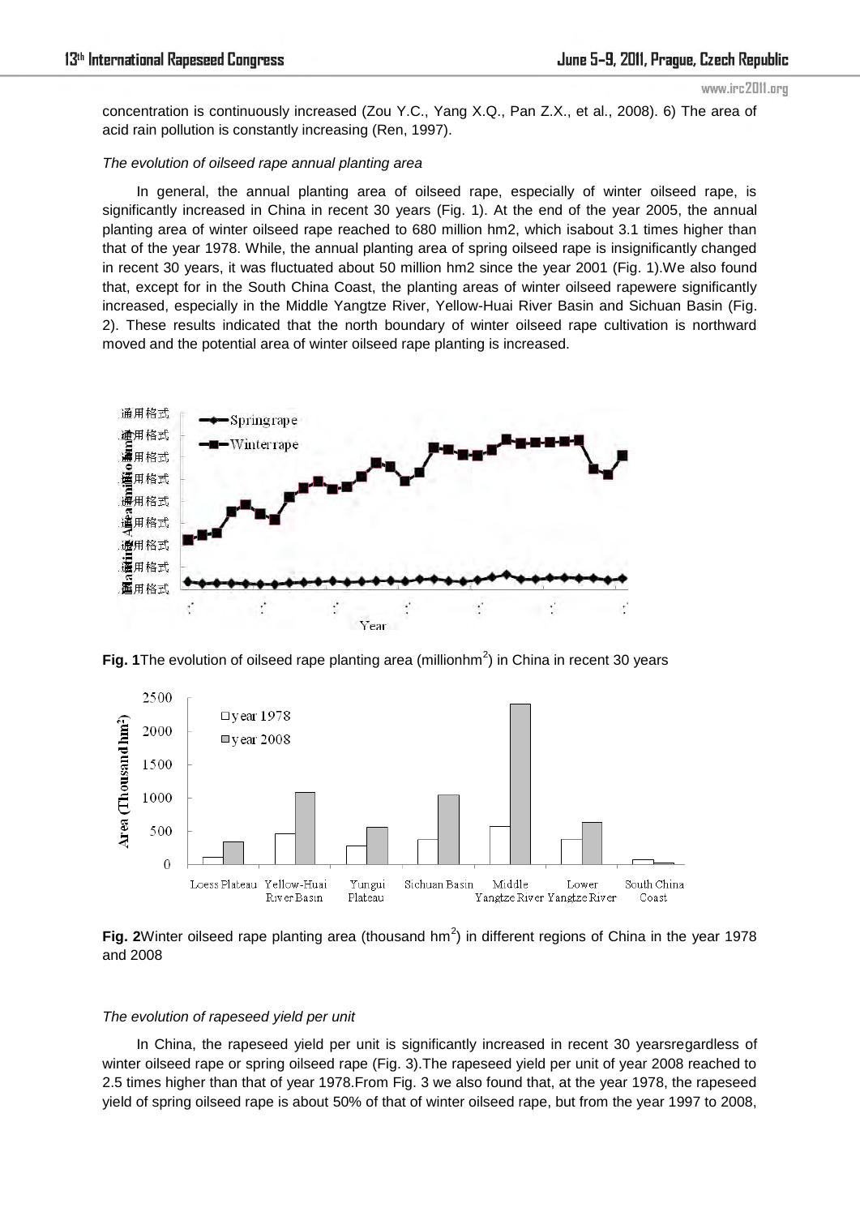concentration is continuously increased (Zou Y.C., Yang X.Q., Pan Z.X., et al., 2008). 6) The area of acid rain pollution is constantly increasing (Ren, 1997).

*The evolution of oilseed rape annual planting area*

In general, the annual planting area of oilseed rape, especially of winter oilseed rape, is significantly increased in China in recent 30 years (Fig. 1). At the end of the year 2005, the annual planting area of winter oilseed rape reached to 680 million hm2, which isabout 3.1 times higher than that of the year 1978. While, the annual planting area of spring oilseed rape is insignificantly changed in recent 30 years, it was fluctuated about 50 million hm2 since the year 2001 (Fig. 1).We also found that, except for in the South China Coast, the planting areas of winter oilseed rapewere significantly increased, especially in the Middle Yangtze River, Yellow-Huai River Basin and Sichuan Basin (Fig. 2). These results indicated that the north boundary of winter oilseed rape cultivation is northward moved and the potential area of winter oilseed rape planting is increased.

**Fig. 1**The evolution of oilseed rape planting area (millionhm$^2$) in China in recent 30 years

**Fig. 2**Winter oilseed rape planting area (thousand hm$^2$) in different regions of China in the year 1978 and 2008

*The evolution of rapeseed yield per unit*

In China, the rapeseed yield per unit is significantly increased in recent 30 yearsregardless of winter oilseed rape or spring oilseed rape (Fig. 3).The rapeseed yield per unit of year 2008 reached to 2.5 times higher than that of year 1978.From Fig. 3 we also found that, at the year 1978, the rapeseed yield of spring oilseed rape is about 50% of that of winter oilseed rape, but from the year 1997 to 2008,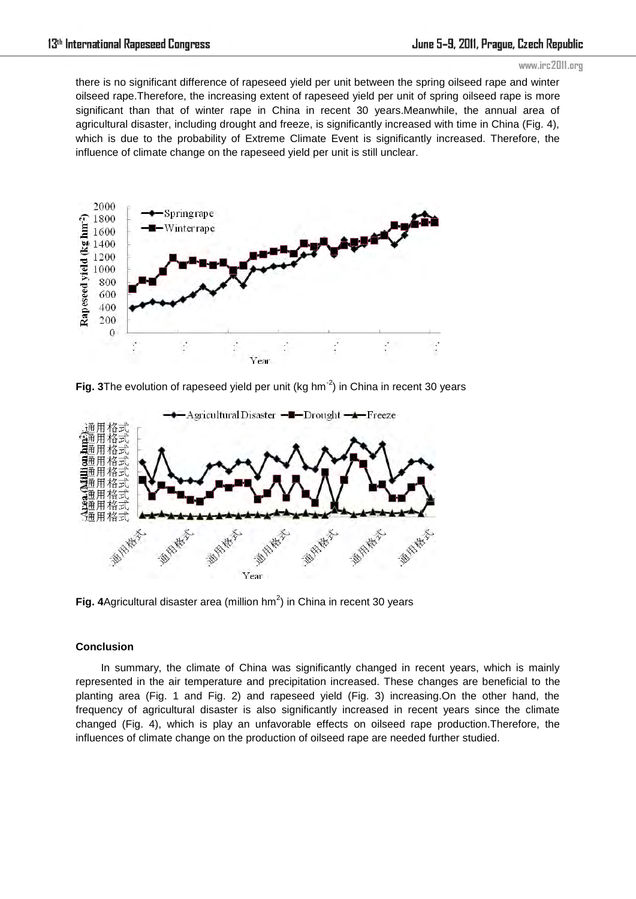there is no significant difference of rapeseed yield per unit between the spring oilseed rape and winter oilseed rape.Therefore, the increasing extent of rapeseed yield per unit of spring oilseed rape is more significant than that of winter rape in China in recent 30 years.Meanwhile, the annual area of agricultural disaster, including drought and freeze, is significantly increased with time in China (Fig. 4), which is due to the probability of Extreme Climate Event is significantly increased. Therefore, the influence of climate change on the rapeseed yield per unit is still unclear.

**Fig. 3**The evolution of rapeseed yield per unit (kg hm$^{-2}$) in China in recent 30 years

**Fig. 4**Agricultural disaster area (million hm$^2$) in China in recent 30 years

**Conclusion**

In summary, the climate of China was significantly changed in recent years, which is mainly represented in the air temperature and precipitation increased. These changes are beneficial to the planting area (Fig. 1 and Fig. 2) and rapeseed yield (Fig. 3) increasing.On the other hand, the frequency of agricultural disaster is also significantly increased in recent years since the climate changed (Fig. 4), which is play an unfavorable effects on oilseed rape production.Therefore, the influences of climate change on the production of oilseed rape are needed further studied.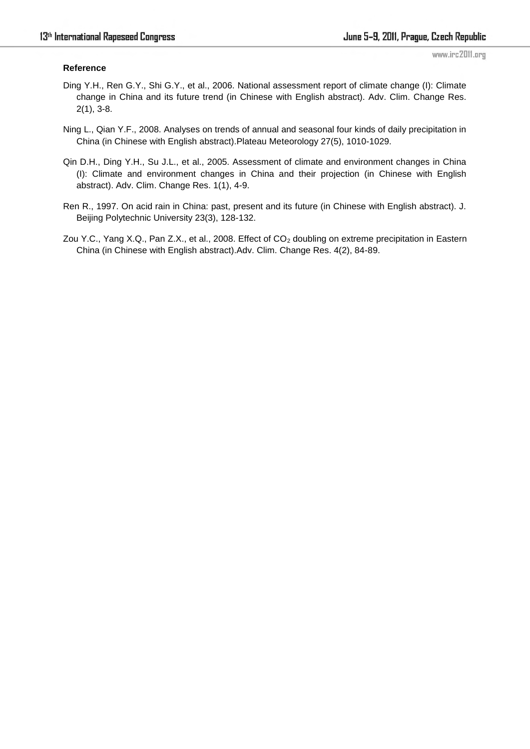**Reference**

Ding Y.H., Ren G.Y., Shi G.Y., et al., 2006. National assessment report of climate change (I): Climate change in China and its future trend (in Chinese with English abstract). Adv. Clim. Change Res. 2(1), 3-8.

Ning L., Qian Y.F., 2008. Analyses on trends of annual and seasonal four kinds of daily precipitation in China (in Chinese with English abstract).Plateau Meteorology 27(5), 1010-1029.

Qin D.H., Ding Y.H., Su J.L., et al., 2005. Assessment of climate and environment changes in China (I): Climate and environment changes in China and their projection (in Chinese with English abstract). Adv. Clim. Change Res. 1(1), 4-9.

Ren R., 1997. On acid rain in China: past, present and its future (in Chinese with English abstract). J. Beijing Polytechnic University 23(3), 128-132.

Zou Y.C., Yang X.Q., Pan Z.X., et al., 2008. Effect of $CO_2$ doubling on extreme precipitation in Eastern China (in Chinese with English abstract).Adv. Clim. Change Res. 4(2), 84-89.